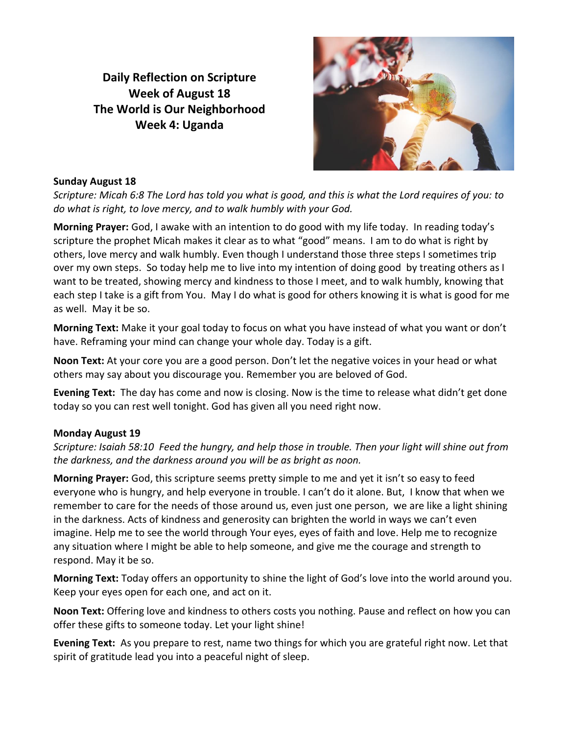# Daily Reflection on Scripture
## Week of August 18
## The World is Our Neighborhood
## Week 4: Uganda

**Sunday August 18**

*Scripture: Micah 6:8 The Lord has told you what is good, and this is what the Lord requires of you: to do what is right, to love mercy, and to walk humbly with your God.*

**Morning Prayer:** God, I awake with an intention to do good with my life today. In reading today's scripture the prophet Micah makes it clear as to what "good" means. I am to do what is right by others, love mercy and walk humbly. Even though I understand those three steps I sometimes trip over my own steps. So today help me to live into my intention of doing good by treating others as I want to be treated, showing mercy and kindness to those I meet, and to walk humbly, knowing that each step I take is a gift from You. May I do what is good for others knowing it is what is good for me as well. May it be so.

**Morning Text:** Make it your goal today to focus on what you have instead of what you want or don't have. Reframing your mind can change your whole day. Today is a gift.

**Noon Text:** At your core you are a good person. Don't let the negative voices in your head or what others may say about you discourage you. Remember you are beloved of God.

**Evening Text:** The day has come and now is closing. Now is the time to release what didn't get done today so you can rest well tonight. God has given all you need right now.

**Monday August 19**

*Scripture: Isaiah 58:10 Feed the hungry, and help those in trouble. Then your light will shine out from the darkness, and the darkness around you will be as bright as noon.*

**Morning Prayer:** God, this scripture seems pretty simple to me and yet it isn't so easy to feed everyone who is hungry, and help everyone in trouble. I can't do it alone. But, I know that when we remember to care for the needs of those around us, even just one person, we are like a light shining in the darkness. Acts of kindness and generosity can brighten the world in ways we can't even imagine. Help me to see the world through Your eyes, eyes of faith and love. Help me to recognize any situation where I might be able to help someone, and give me the courage and strength to respond. May it be so.

**Morning Text:** Today offers an opportunity to shine the light of God's love into the world around you. Keep your eyes open for each one, and act on it.

**Noon Text:** Offering love and kindness to others costs you nothing. Pause and reflect on how you can offer these gifts to someone today. Let your light shine!

**Evening Text:** As you prepare to rest, name two things for which you are grateful right now. Let that spirit of gratitude lead you into a peaceful night of sleep.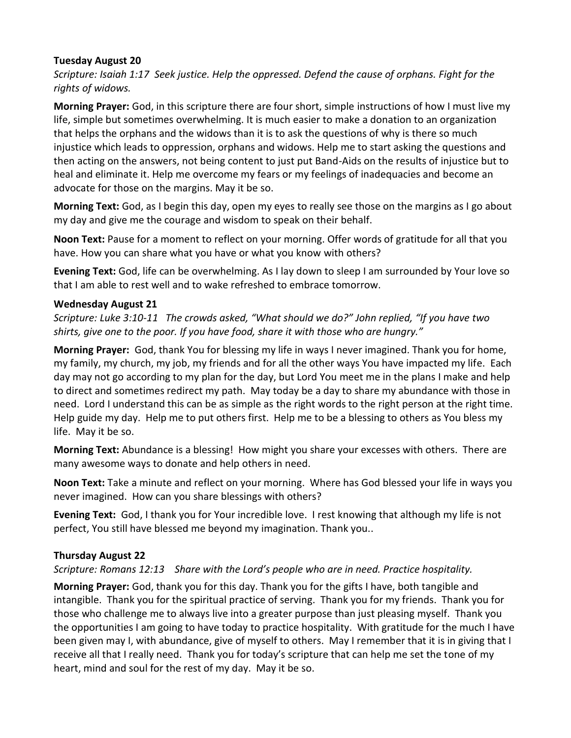**Tuesday August 20**

*Scripture: Isaiah 1:17 Seek justice. Help the oppressed. Defend the cause of orphans. Fight for the rights of widows.*

**Morning Prayer:** God, in this scripture there are four short, simple instructions of how I must live my life, simple but sometimes overwhelming. It is much easier to make a donation to an organization that helps the orphans and the widows than it is to ask the questions of why is there so much injustice which leads to oppression, orphans and widows. Help me to start asking the questions and then acting on the answers, not being content to just put Band-Aids on the results of injustice but to heal and eliminate it. Help me overcome my fears or my feelings of inadequacies and become an advocate for those on the margins. May it be so.

**Morning Text:** God, as I begin this day, open my eyes to really see those on the margins as I go about my day and give me the courage and wisdom to speak on their behalf.

**Noon Text:** Pause for a moment to reflect on your morning. Offer words of gratitude for all that you have. How you can share what you have or what you know with others?

**Evening Text:** God, life can be overwhelming. As I lay down to sleep I am surrounded by Your love so that I am able to rest well and to wake refreshed to embrace tomorrow.

**Wednesday August 21**

*Scripture: Luke 3:10-11 The crowds asked, "What should we do?" John replied, "If you have two shirts, give one to the poor. If you have food, share it with those who are hungry."*

**Morning Prayer:** God, thank You for blessing my life in ways I never imagined. Thank you for home, my family, my church, my job, my friends and for all the other ways You have impacted my life. Each day may not go according to my plan for the day, but Lord You meet me in the plans I make and help to direct and sometimes redirect my path. May today be a day to share my abundance with those in need. Lord I understand this can be as simple as the right words to the right person at the right time. Help guide my day. Help me to put others first. Help me to be a blessing to others as You bless my life. May it be so.

**Morning Text:** Abundance is a blessing! How might you share your excesses with others. There are many awesome ways to donate and help others in need.

**Noon Text:** Take a minute and reflect on your morning. Where has God blessed your life in ways you never imagined. How can you share blessings with others?

**Evening Text:** God, I thank you for Your incredible love. I rest knowing that although my life is not perfect, You still have blessed me beyond my imagination. Thank you..

**Thursday August 22**

*Scripture: Romans 12:13 Share with the Lord's people who are in need. Practice hospitality.*

**Morning Prayer:** God, thank you for this day. Thank you for the gifts I have, both tangible and intangible. Thank you for the spiritual practice of serving. Thank you for my friends. Thank you for those who challenge me to always live into a greater purpose than just pleasing myself. Thank you the opportunities I am going to have today to practice hospitality. With gratitude for the much I have been given may I, with abundance, give of myself to others. May I remember that it is in giving that I receive all that I really need. Thank you for today's scripture that can help me set the tone of my heart, mind and soul for the rest of my day. May it be so.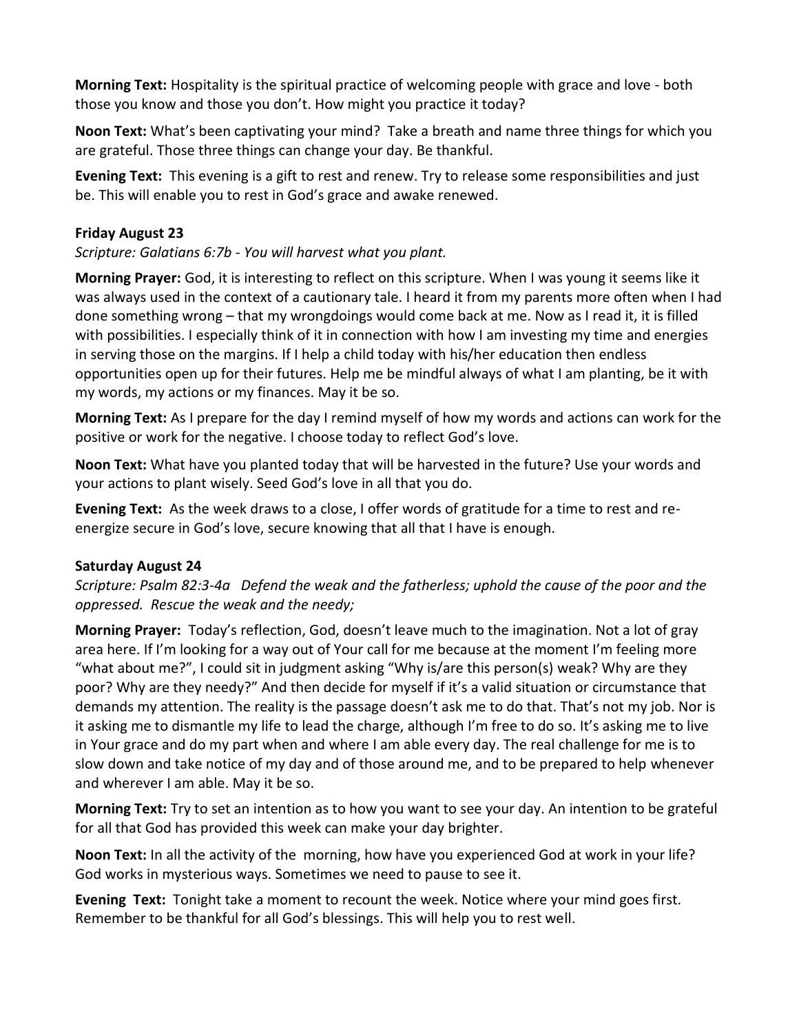**Morning Text:** Hospitality is the spiritual practice of welcoming people with grace and love - both those you know and those you don't. How might you practice it today?

**Noon Text:** What's been captivating your mind? Take a breath and name three things for which you are grateful. Those three things can change your day. Be thankful.

**Evening Text:** This evening is a gift to rest and renew. Try to release some responsibilities and just be. This will enable you to rest in God's grace and awake renewed.

**Friday August 23**

*Scripture: Galatians 6:7b - You will harvest what you plant.*

**Morning Prayer:** God, it is interesting to reflect on this scripture. When I was young it seems like it was always used in the context of a cautionary tale. I heard it from my parents more often when I had done something wrong – that my wrongdoings would come back at me. Now as I read it, it is filled with possibilities. I especially think of it in connection with how I am investing my time and energies in serving those on the margins. If I help a child today with his/her education then endless opportunities open up for their futures. Help me be mindful always of what I am planting, be it with my words, my actions or my finances. May it be so.

**Morning Text:** As I prepare for the day I remind myself of how my words and actions can work for the positive or work for the negative. I choose today to reflect God's love.

**Noon Text:** What have you planted today that will be harvested in the future? Use your words and your actions to plant wisely. Seed God's love in all that you do.

**Evening Text:** As the week draws to a close, I offer words of gratitude for a time to rest and re-energize secure in God's love, secure knowing that all that I have is enough.

**Saturday August 24**

*Scripture: Psalm 82:3-4a Defend the weak and the fatherless; uphold the cause of the poor and the oppressed. Rescue the weak and the needy;*

**Morning Prayer:** Today's reflection, God, doesn't leave much to the imagination. Not a lot of gray area here. If I'm looking for a way out of Your call for me because at the moment I'm feeling more "what about me?", I could sit in judgment asking "Why is/are this person(s) weak? Why are they poor? Why are they needy?" And then decide for myself if it's a valid situation or circumstance that demands my attention. The reality is the passage doesn't ask me to do that. That's not my job. Nor is it asking me to dismantle my life to lead the charge, although I'm free to do so. It's asking me to live in Your grace and do my part when and where I am able every day. The real challenge for me is to slow down and take notice of my day and of those around me, and to be prepared to help whenever and wherever I am able. May it be so.

**Morning Text:** Try to set an intention as to how you want to see your day. An intention to be grateful for all that God has provided this week can make your day brighter.

**Noon Text:** In all the activity of the morning, how have you experienced God at work in your life? God works in mysterious ways. Sometimes we need to pause to see it.

**Evening Text:** Tonight take a moment to recount the week. Notice where your mind goes first. Remember to be thankful for all God's blessings. This will help you to rest well.